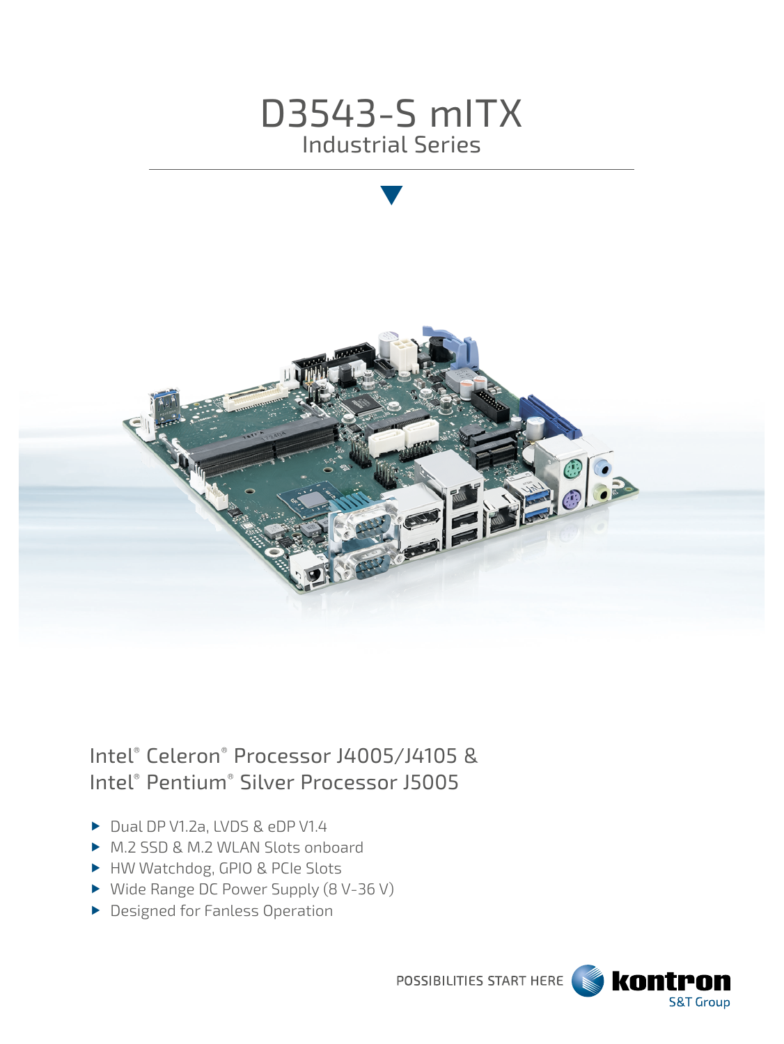# D3543-S mITX

## Industrial Series

Intel® Celeron® Processor J4005/J4105 &
Intel® Pentium® Silver Processor J5005

- Dual DP V1.2a, LVDS & eDP V1.4
- M.2 SSD & M.2 WLAN Slots onboard
- HW Watchdog, GPIO & PCIe Slots
- Wide Range DC Power Supply (8 V-36 V)
- Designed for Fanless Operation

POSSIBILITIES START HERE kontron S&T Group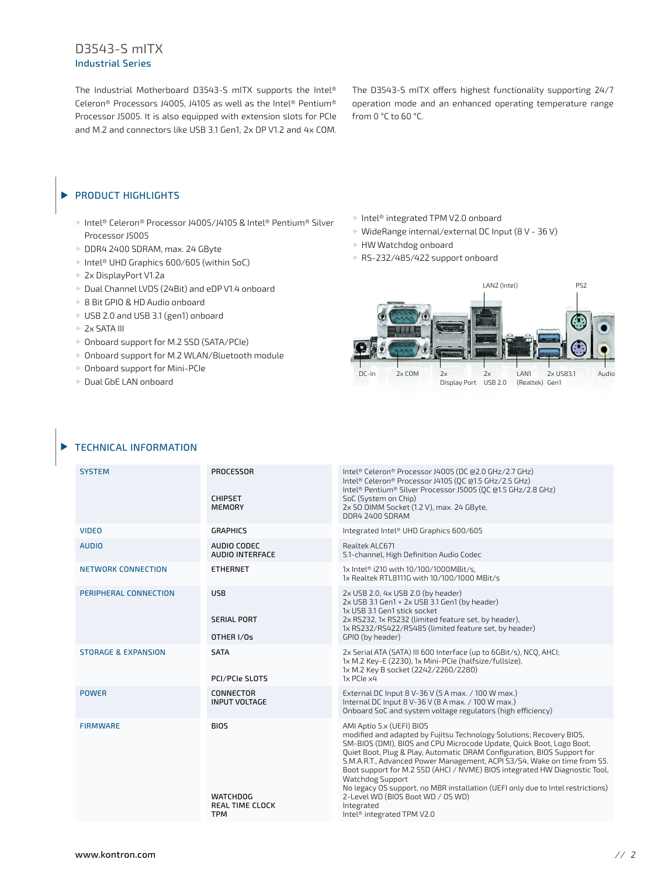# D3543-S mITX

## Industrial Series

The Industrial Motherboard D3543-S mITX supports the Intel® Celeron® Processors J4005, J4105 as well as the Intel® Pentium® Processor J5005. It is also equipped with extension slots for PCIe and M.2 and connectors like USB 3.1 Gen1, 2x DP V1.2 and 4x COM.

The D3543-S mITX offers highest functionality supporting 24/7 operation mode and an enhanced operating temperature range from 0 °C to 60 °C.

## PRODUCT HIGHLIGHTS

- Intel® Celeron® Processor J4005/J4105 & Intel® Pentium® Silver Processor J5005
- DDR4 2400 SDRAM, max. 24 GByte
- Intel® UHD Graphics 600/605 (within SoC)
- 2x DisplayPort V1.2a
- Dual Channel LVDS (24Bit) and eDP V1.4 onboard
- 8 Bit GPIO & HD Audio onboard
- USB 2.0 and USB 3.1 (gen1) onboard
- 2x SATA III
- Onboard support for M.2 SSD (SATA/PCIe)
- Onboard support for M.2 WLAN/Bluetooth module
- Onboard support for Mini-PCIe
- Dual GbE LAN onboard
- Intel® integrated TPM V2.0 onboard
- WideRange internal/external DC Input (8 V - 36 V)
- HW Watchdog onboard
- RS-232/485/422 support onboard

LAN2 (Intel) | PS2

DC-In | 2x COM | 2x Display Port | 2x USB 2.0 | LAN1 (Realtek) | 2x USB3.1 Gen1 | Audio

## TECHNICAL INFORMATION

| | | |
|---|---|---|
| SYSTEM | PROCESSOR | Intel® Celeron® Processor J4005 (DC @2.0 GHz/2.7 GHz)<br>Intel® Celeron® Processor J4105 (QC @1.5 GHz/2.5 GHz)<br>Intel® Pentium® Silver Processor J5005 (QC @1.5 GHz/2.8 GHz) |
| | CHIPSET | SoC (System on Chip) |
| | MEMORY | 2x SO DIMM Socket (1.2 V), max. 24 GByte,<br>DDR4 2400 SDRAM |
| VIDEO | GRAPHICS | Integrated Intel® UHD Graphics 600/605 |
| AUDIO | AUDIO CODEC | Realtek ALC671 |
| | AUDIO INTERFACE | 5.1-channel, High Definition Audio Codec |
| NETWORK CONNECTION | ETHERNET | 1x Intel® i210 with 10/100/1000MBit/s,<br>1x Realtek RTL8111G with 10/100/1000 MBit/s |
| PERIPHERAL CONNECTION | USB | 2x USB 2.0, 4x USB 2.0 (by header)<br>2x USB 3.1 Gen1 + 2x USB 3.1 Gen1 (by header)<br>1x USB 3.1 Gen1 stick socket |
| | SERIAL PORT | 2x RS232, 1x RS232 (limited feature set, by header),<br>1x RS232/RS422/RS485 (limited feature set, by header) |
| | OTHER I/Os | GPIO (by header) |
| STORAGE & EXPANSION | SATA | 2x Serial ATA (SATA) III 600 Interface (up to 6GBit/s), NCQ, AHCI;<br>1x M.2 Key-E (2230), 1x Mini-PCIe (halfsize/fullsize),<br>1x M.2 Key B socket (2242/2260/2280) |
| | PCI/PCIe SLOTS | 1x PCIe x4 |
| POWER | CONNECTOR | External DC Input 8 V-36 V (5 A max. / 100 W max.) |
| | INPUT VOLTAGE | Internal DC Input 8 V-36 V (8 A max. / 100 W max.)<br>Onboard SoC and system voltage regulators (high efficiency) |
| FIRMWARE | BIOS | AMI Aptio 5.x (UEFI) BIOS<br>modified and adapted by Fujitsu Technology Solutions; Recovery BIOS, SM-BIOS (DMI), BIOS and CPU Microcode Update, Quick Boot, Logo Boot, Quiet Boot, Plug & Play, Automatic DRAM Configuration, BIOS Support for S.M.A.R.T., Advanced Power Management, ACPI S3/S4, Wake on time from S5. Boot support for M.2 SSD (AHCI / NVME) BIOS integrated HW Diagnostic Tool, Watchdog Support<br>No legacy OS support, no MBR installation (UEFI only due to Intel restrictions) |
| | WATCHDOG | 2-Level WD (BIOS Boot WD / OS WD) |
| | REAL TIME CLOCK | Integrated |
| | TPM | Intel® integrated TPM V2.0 |

www.kontron.com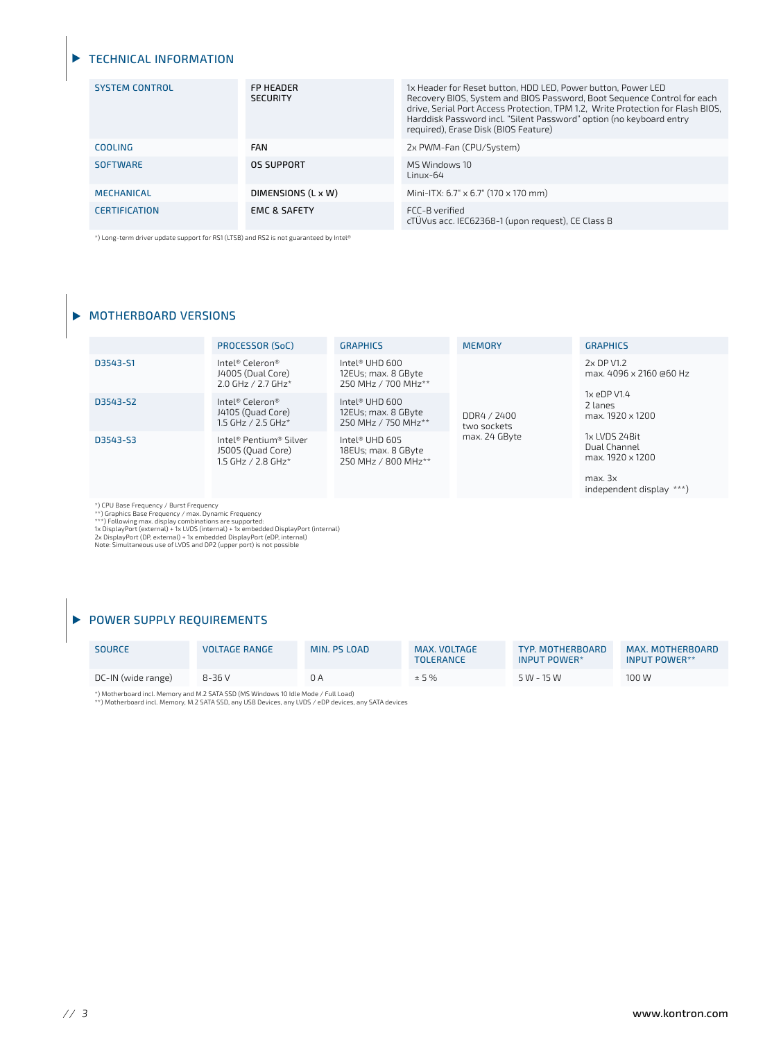## TECHNICAL INFORMATION

| | | |
|---|---|---|
| SYSTEM CONTROL | FP HEADER<br>SECURITY | 1x Header for Reset button, HDD LED, Power button, Power LED<br>Recovery BIOS, System and BIOS Password, Boot Sequence Control for each drive, Serial Port Access Protection, TPM 1.2, Write Protection for Flash BIOS, Harddisk Password incl. "Silent Password" option (no keyboard entry required), Erase Disk (BIOS Feature) |
| COOLING | FAN | 2x PWM-Fan (CPU/System) |
| SOFTWARE | OS SUPPORT | MS Windows 10<br>Linux-64 |
| MECHANICAL | DIMENSIONS (L x W) | Mini-ITX: 6.7" x 6.7" (170 x 170 mm) |
| CERTIFICATION | EMC & SAFETY | FCC-B verified<br>cTÜVus acc. IEC62368-1 (upon request), CE Class B |

*) Long-term driver update support for RS1 (LTSB) and RS2 is not guaranteed by Intel®

## MOTHERBOARD VERSIONS

| | PROCESSOR (SoC) | GRAPHICS | MEMORY | GRAPHICS |
|---|---|---|---|---|
| D3543-S1 | Intel® Celeron®<br>J4005 (Dual Core)<br>2.0 GHz / 2.7 GHz* | Intel® UHD 600<br>12EUs; max. 8 GByte<br>250 MHz / 700 MHz** | DDR4 / 2400<br>two sockets<br>max. 24 GByte | 2x DP V1.2<br>max. 4096 x 2160 @60 Hz |
| D3543-S2 | Intel® Celeron®<br>J4105 (Quad Core)<br>1.5 GHz / 2.5 GHz* | Intel® UHD 600<br>12EUs; max. 8 GByte<br>250 MHz / 750 MHz** | | 1x eDP V1.4<br>2 lanes<br>max. 1920 x 1200 |
| D3543-S3 | Intel® Pentium® Silver<br>J5005 (Quad Core)<br>1.5 GHz / 2.8 GHz* | Intel® UHD 605<br>18EUs; max. 8 GByte<br>250 MHz / 800 MHz** | | 1x LVDS 24Bit<br>Dual Channel<br>max. 1920 x 1200<br><br>max. 3x<br>independent display ***) |

*) CPU Base Frequency / Burst Frequency
**) Graphics Base Frequency / max. Dynamic Frequency
***) Following max. display combinations are supported:
1x DisplayPort (external) + 1x LVDS (internal) + 1x embedded DisplayPort (internal)
2x DisplayPort (DP, external) + 1x embedded DisplayPort (eDP, internal)
Note: Simultaneous use of LVDS and DP2 (upper port) is not possible

## POWER SUPPLY REQUIREMENTS

| SOURCE | VOLTAGE RANGE | MIN. PS LOAD | MAX. VOLTAGE TOLERANCE | TYP. MOTHERBOARD INPUT POWER* | MAX. MOTHERBOARD INPUT POWER** |
|---|---|---|---|---|---|
| DC-IN (wide range) | 8-36 V | 0 A | ± 5 % | 5 W - 15 W | 100 W |

*) Motherboard incl. Memory and M.2 SATA SSD (MS Windows 10 Idle Mode / Full Load)
**) Motherboard incl. Memory, M.2 SATA SSD, any USB Devices, any LVDS / eDP devices, any SATA devices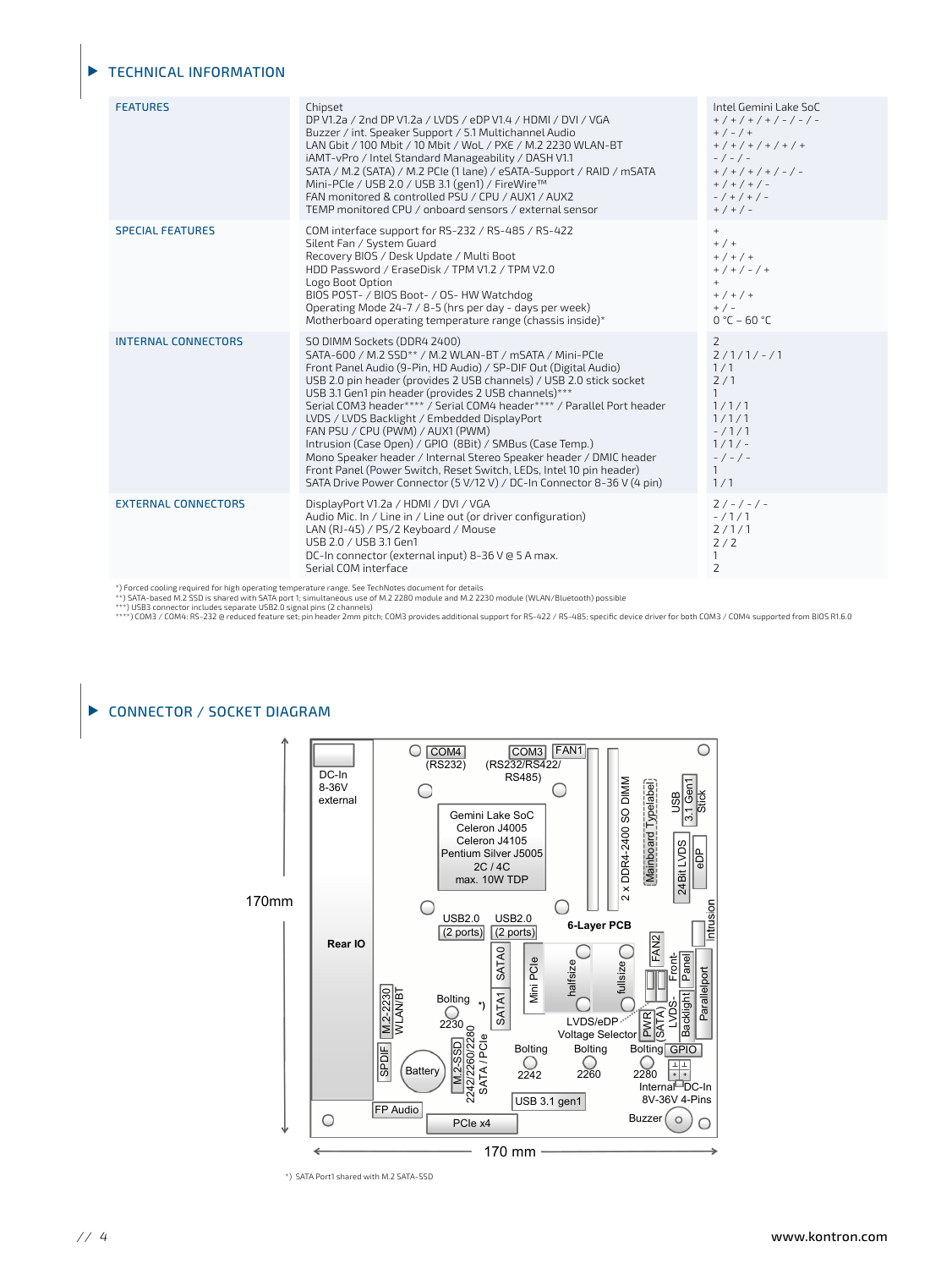## TECHNICAL INFORMATION

| | | |
|---|---|---|
| **FEATURES** | Chipset | Intel Gemini Lake SoC |
| | DP V1.2a / 2nd DP V1.2a / LVDS / eDP V1.4 / HDMI / DVI / VGA | + / + / + / + / - / - / - |
| | Buzzer / int. Speaker Support / 5.1 Multichannel Audio | + / - / + |
| | LAN Gbit / 100 Mbit / 10 Mbit / WoL / PXE / M.2 2230 WLAN-BT | + / + / + / + / + / + |
| | iAMT-vPro / Intel Standard Manageability / DASH V1.1 | - / - / - |
| | SATA / M.2 (SATA) / M.2 PCIe (1 lane) / eSATA-Support / RAID / mSATA | + / + / + / + / - / - |
| | Mini-PCIe / USB 2.0 / USB 3.1 (gen1) / FireWire™ | + / + / + / - |
| | FAN monitored & controlled PSU / CPU / AUX1 / AUX2 | - / + / + / - |
| | TEMP monitored CPU / onboard sensors / external sensor | + / + / - |
| **SPECIAL FEATURES** | COM interface support for RS-232 / RS-485 / RS-422 | + |
| | Silent Fan / System Guard | + / + |
| | Recovery BIOS / Desk Update / Multi Boot | + / + / + |
| | HDD Password / EraseDisk / TPM V1.2 / TPM V2.0 | + / + / - / + |
| | Logo Boot Option | + |
| | BIOS POST- / BIOS Boot- / OS- HW Watchdog | + / + / + |
| | Operating Mode 24-7 / 8-5 (hrs per day - days per week) | + / - |
| | Motherboard operating temperature range (chassis inside)* | 0 °C – 60 °C |
| **INTERNAL CONNECTORS** | SO DIMM Sockets (DDR4 2400) | 2 |
| | SATA-600 / M.2 SSD** / M.2 WLAN-BT / mSATA / Mini-PCIe | 2 / 1 / 1 / - / 1 |
| | Front Panel Audio (9-Pin, HD Audio) / SP-DIF Out (Digital Audio) | 1 / 1 |
| | USB 2.0 pin header (provides 2 USB channels) / USB 2.0 stick socket | 2 / 1 |
| | USB 3.1 Gen1 pin header (provides 2 USB channels)*** | 1 |
| | Serial COM3 header**** / Serial COM4 header**** / Parallel Port header | 1 / 1 / 1 |
| | LVDS / LVDS Backlight / Embedded DisplayPort | 1 / 1 / 1 |
| | FAN PSU / CPU (PWM) / AUX1 (PWM) | - / 1 / 1 |
| | Intrusion (Case Open) / GPIO (8Bit) / SMBus (Case Temp.) | 1 / 1 / - |
| | Mono Speaker header / Internal Stereo Speaker header / DMIC header | - / - / - |
| | Front Panel (Power Switch, Reset Switch, LEDs, Intel 10 pin header) | 1 |
| | SATA Drive Power Connector (5 V/12 V) / DC-In Connector 8-36 V (4 pin) | 1 / 1 |
| **EXTERNAL CONNECTORS** | DisplayPort V1.2a / HDMI / DVI / VGA | 2 / - / - / - |
| | Audio Mic. In / Line in / Line out (or driver configuration) | - / 1 / 1 |
| | LAN (RJ-45) / PS/2 Keyboard / Mouse | 2 / 1 / 1 |
| | USB 2.0 / USB 3.1 Gen1 | 2 / 2 |
| | DC-In connector (external input) 8-36 V @ 5 A max. | 1 |
| | Serial COM interface | 2 |

*) Forced cooling required for high operating temperature range. See TechNotes document for details
**) SATA-based M.2 SSD is shared with SATA port 1; simultaneous use of M.2 2280 module and M.2 2230 module (WLAN/Bluetooth) possible
***) USB3 connector includes separate USB2.0 signal pins (2 channels)
****) COM3 / COM4: RS-232 @ reduced feature set; pin header 2mm pitch; COM3 provides additional support for RS-422 / RS-485; specific device driver for both COM3 / COM4 supported from BIOS R1.6.0

## CONNECTOR / SOCKET DIAGRAM

*) SATA Port1 shared with M.2 SATA-SSD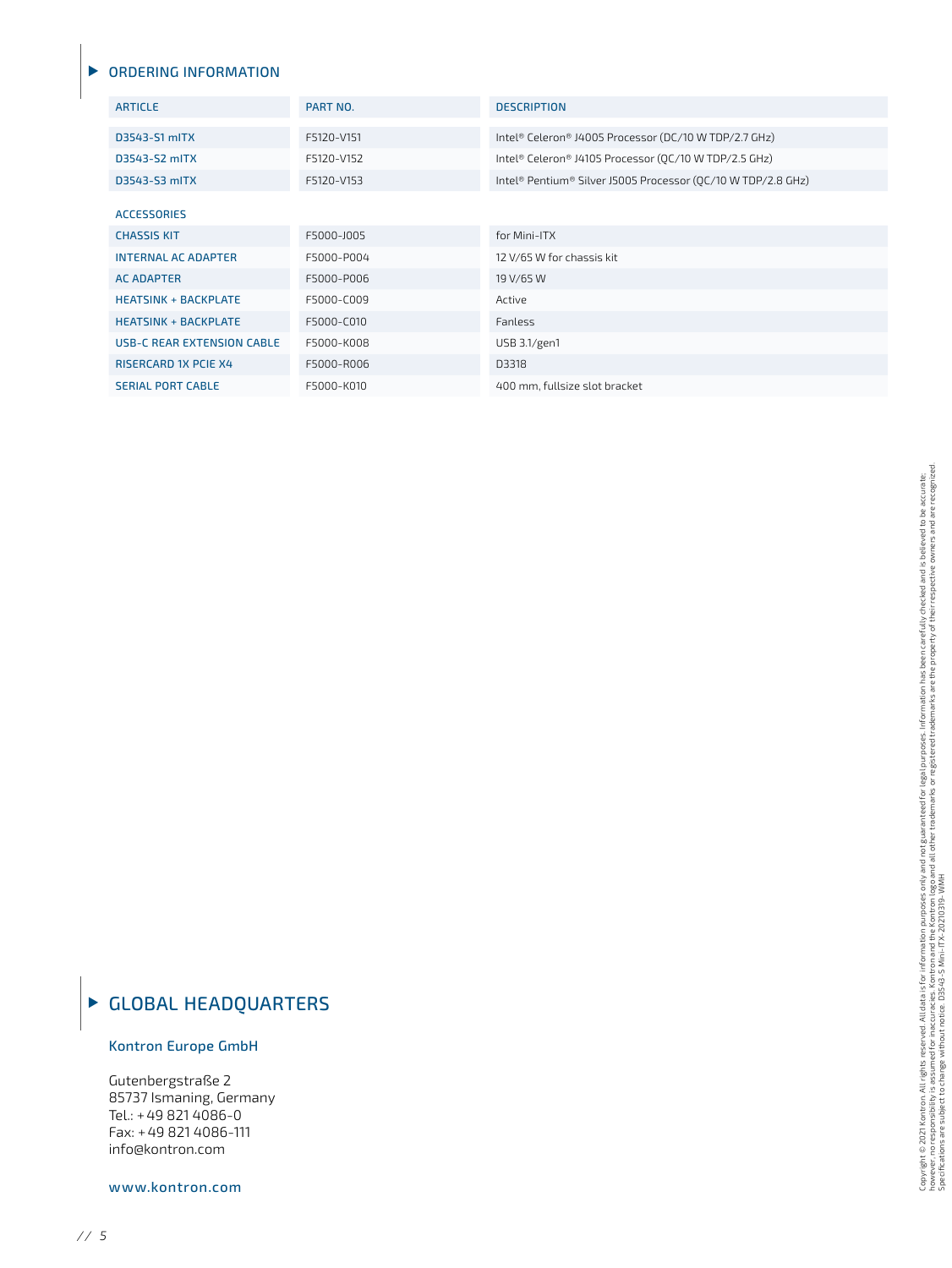## ORDERING INFORMATION

| ARTICLE | PART NO. | DESCRIPTION |
| --- | --- | --- |
| D3543-S1 mITX | F5120-V151 | Intel® Celeron® J4005 Processor (DC/10 W TDP/2.7 GHz) |
| D3543-S2 mITX | F5120-V152 | Intel® Celeron® J4105 Processor (QC/10 W TDP/2.5 GHz) |
| D3543-S3 mITX | F5120-V153 | Intel® Pentium® Silver J5005 Processor (QC/10 W TDP/2.8 GHz) |
| ACCESSORIES | | |
| CHASSIS KIT | F5000-J005 | for Mini-ITX |
| INTERNAL AC ADAPTER | F5000-P004 | 12 V/65 W for chassis kit |
| AC ADAPTER | F5000-P006 | 19 V/65 W |
| HEATSINK + BACKPLATE | F5000-C009 | Active |
| HEATSINK + BACKPLATE | F5000-C010 | Fanless |
| USB-C REAR EXTENSION CABLE | F5000-K008 | USB 3.1/gen1 |
| RISERCARD 1X PCIE X4 | F5000-R006 | D3318 |
| SERIAL PORT CABLE | F5000-K010 | 400 mm, fullsize slot bracket |

## GLOBAL HEADQUARTERS

### Kontron Europe GmbH

Gutenbergstraße 2
85737 Ismaning, Germany
Tel.: + 49 821 4086-0
Fax: + 49 821 4086-111
info@kontron.com

www.kontron.com

Copyright © 2021 Kontron. All rights reserved. All data is for information purposes only and not guaranteed for legal purposes. Information has been carefully checked and is believed to be accurate; however, no responsibility is assumed for inaccuracies. Kontron and the Kontron logo and all other trademarks or registered trademarks are the property of their respective owners and are recognized. Specifications are subject to change without notice. D3543-S Mini-ITX-20210319-WMH